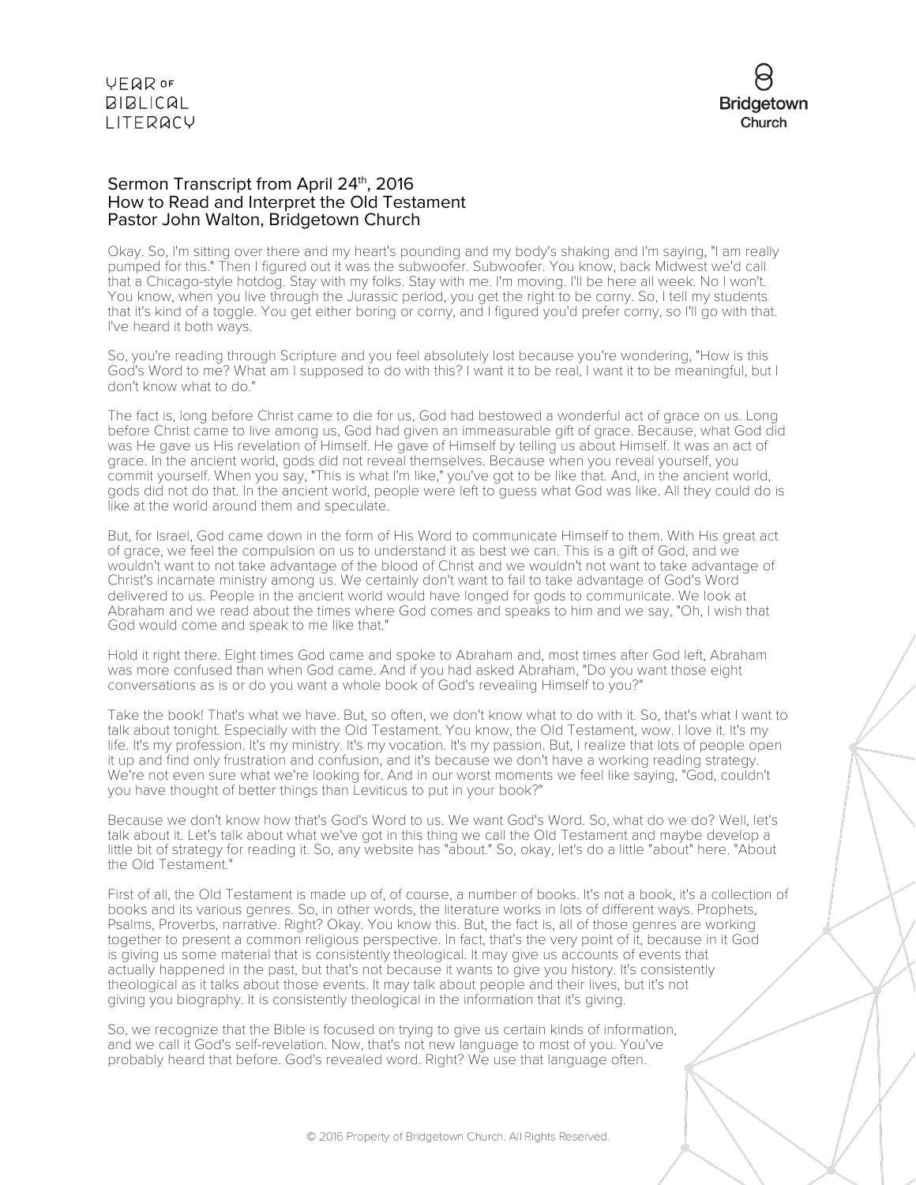## Sermon Transcript from April 24th, 2016
## How to Read and Interpret the Old Testament
## Pastor John Walton, Bridgetown Church

Okay. So, I'm sitting over there and my heart's pounding and my body's shaking and I'm saying, "I am really pumped for this." Then I figured out it was the subwoofer. Subwoofer. You know, back Midwest we'd call that a Chicago-style hotdog. Stay with my folks. Stay with me. I'm moving. I'll be here all week. No I won't. You know, when you live through the Jurassic period, you get the right to be corny. So, I tell my students that it's kind of a toggle. You get either boring or corny, and I figured you'd prefer corny, so I'll go with that. I've heard it both ways.

So, you're reading through Scripture and you feel absolutely lost because you're wondering, "How is this God's Word to me? What am I supposed to do with this? I want it to be real, I want it to be meaningful, but I don't know what to do."

The fact is, long before Christ came to die for us, God had bestowed a wonderful act of grace on us. Long before Christ came to live among us, God had given an immeasurable gift of grace. Because, what God did was He gave us His revelation of Himself. He gave of Himself by telling us about Himself. It was an act of grace. In the ancient world, gods did not reveal themselves. Because when you reveal yourself, you commit yourself. When you say, "This is what I'm like," you've got to be like that. And, in the ancient world, gods did not do that. In the ancient world, people were left to guess what God was like. All they could do is like at the world around them and speculate.

But, for Israel, God came down in the form of His Word to communicate Himself to them. With His great act of grace, we feel the compulsion on us to understand it as best we can. This is a gift of God, and we wouldn't want to not take advantage of the blood of Christ and we wouldn't not want to take advantage of Christ's incarnate ministry among us. We certainly don't want to fail to take advantage of God's Word delivered to us. People in the ancient world would have longed for gods to communicate. We look at Abraham and we read about the times where God comes and speaks to him and we say, "Oh, I wish that God would come and speak to me like that."

Hold it right there. Eight times God came and spoke to Abraham and, most times after God left, Abraham was more confused than when God came. And if you had asked Abraham, "Do you want those eight conversations as is or do you want a whole book of God's revealing Himself to you?"

Take the book! That's what we have. But, so often, we don't know what to do with it. So, that's what I want to talk about tonight. Especially with the Old Testament. You know, the Old Testament, wow. I love it. It's my life. It's my profession. It's my ministry. It's my vocation. It's my passion. But, I realize that lots of people open it up and find only frustration and confusion, and it's because we don't have a working reading strategy. We're not even sure what we're looking for. And in our worst moments we feel like saying, "God, couldn't you have thought of better things than Leviticus to put in your book?"

Because we don't know how that's God's Word to us. We want God's Word. So, what do we do? Well, let's talk about it. Let's talk about what we've got in this thing we call the Old Testament and maybe develop a little bit of strategy for reading it. So, any website has "about." So, okay, let's do a little "about" here. "About the Old Testament."

First of all, the Old Testament is made up of, of course, a number of books. It's not a book, it's a collection of books and its various genres. So, in other words, the literature works in lots of different ways. Prophets, Psalms, Proverbs, narrative. Right? Okay. You know this. But, the fact is, all of those genres are working together to present a common religious perspective. In fact, that's the very point of it, because in it God is giving us some material that is consistently theological. It may give us accounts of events that actually happened in the past, but that's not because it wants to give you history. It's consistently theological as it talks about those events. It may talk about people and their lives, but it's not giving you biography. It is consistently theological in the information that it's giving.

So, we recognize that the Bible is focused on trying to give us certain kinds of information, and we call it God's self-revelation. Now, that's not new language to most of you. You've probably heard that before. God's revealed word. Right? We use that language often.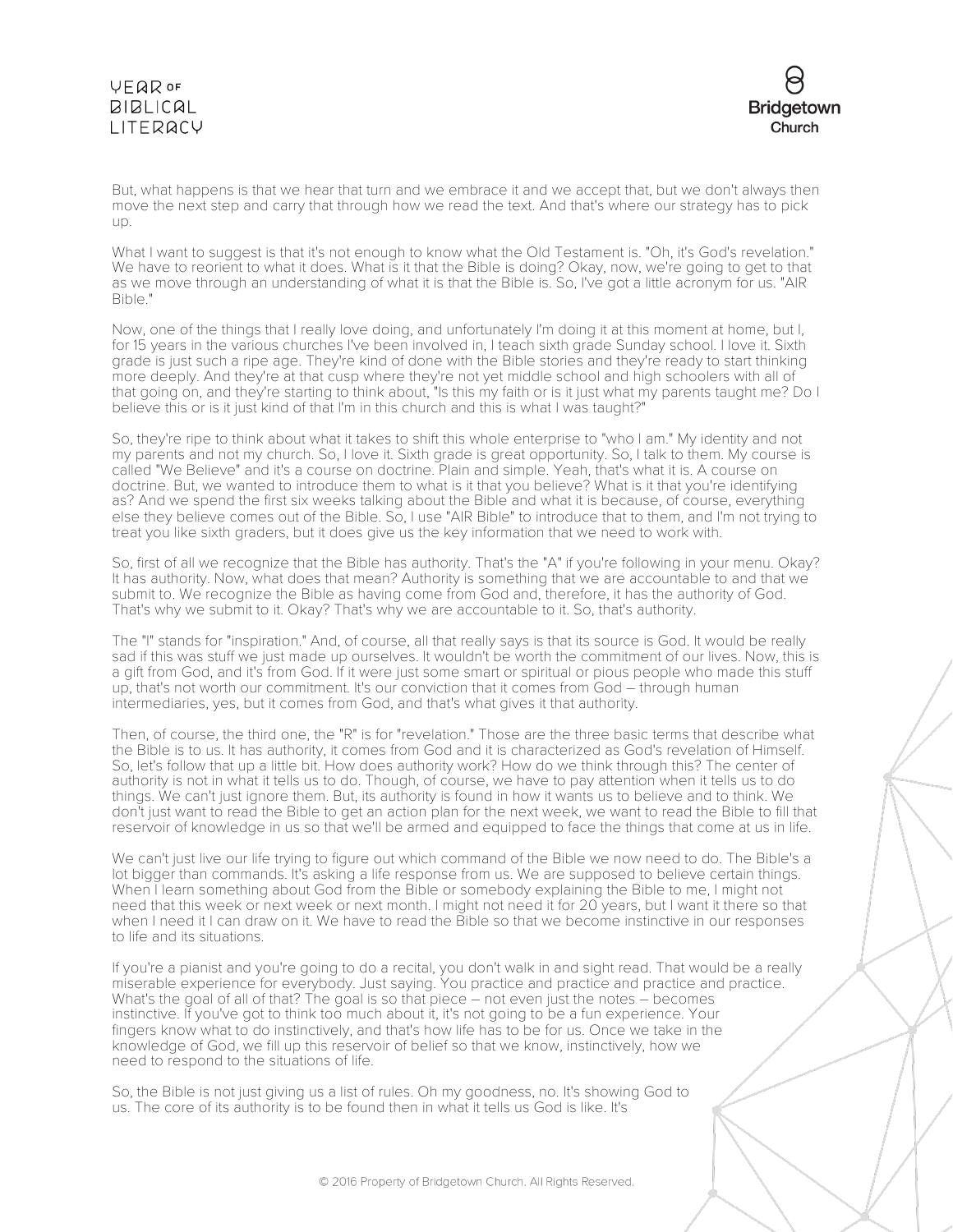But, what happens is that we hear that turn and we embrace it and we accept that, but we don't always then move the next step and carry that through how we read the text. And that's where our strategy has to pick up.

What I want to suggest is that it's not enough to know what the Old Testament is. "Oh, it's God's revelation." We have to reorient to what it does. What is it that the Bible is doing? Okay, now, we're going to get to that as we move through an understanding of what it is that the Bible is. So, I've got a little acronym for us. "AIR Bible."

Now, one of the things that I really love doing, and unfortunately I'm doing it at this moment at home, but I, for 15 years in the various churches I've been involved in, I teach sixth grade Sunday school. I love it. Sixth grade is just such a ripe age. They're kind of done with the Bible stories and they're ready to start thinking more deeply. And they're at that cusp where they're not yet middle school and high schoolers with all of that going on, and they're starting to think about, "Is this my faith or is it just what my parents taught me? Do I believe this or is it just kind of that I'm in this church and this is what I was taught?"

So, they're ripe to think about what it takes to shift this whole enterprise to "who I am." My identity and not my parents and not my church. So, I love it. Sixth grade is great opportunity. So, I talk to them. My course is called "We Believe" and it's a course on doctrine. Plain and simple. Yeah, that's what it is. A course on doctrine. But, we wanted to introduce them to what is it that you believe? What is it that you're identifying as? And we spend the first six weeks talking about the Bible and what it is because, of course, everything else they believe comes out of the Bible. So, I use "AIR Bible" to introduce that to them, and I'm not trying to treat you like sixth graders, but it does give us the key information that we need to work with.

So, first of all we recognize that the Bible has authority. That's the "A" if you're following in your menu. Okay? It has authority. Now, what does that mean? Authority is something that we are accountable to and that we submit to. We recognize the Bible as having come from God and, therefore, it has the authority of God. That's why we submit to it. Okay? That's why we are accountable to it. So, that's authority.

The "I" stands for "inspiration." And, of course, all that really says is that its source is God. It would be really sad if this was stuff we just made up ourselves. It wouldn't be worth the commitment of our lives. Now, this is a gift from God, and it's from God. If it were just some smart or spiritual or pious people who made this stuff up, that's not worth our commitment. It's our conviction that it comes from God – through human intermediaries, yes, but it comes from God, and that's what gives it that authority.

Then, of course, the third one, the "R" is for "revelation." Those are the three basic terms that describe what the Bible is to us. It has authority, it comes from God and it is characterized as God's revelation of Himself. So, let's follow that up a little bit. How does authority work? How do we think through this? The center of authority is not in what it tells us to do. Though, of course, we have to pay attention when it tells us to do things. We can't just ignore them. But, its authority is found in how it wants us to believe and to think. We don't just want to read the Bible to get an action plan for the next week, we want to read the Bible to fill that reservoir of knowledge in us so that we'll be armed and equipped to face the things that come at us in life.

We can't just live our life trying to figure out which command of the Bible we now need to do. The Bible's a lot bigger than commands. It's asking a life response from us. We are supposed to believe certain things. When I learn something about God from the Bible or somebody explaining the Bible to me, I might not need that this week or next week or next month. I might not need it for 20 years, but I want it there so that when I need it I can draw on it. We have to read the Bible so that we become instinctive in our responses to life and its situations.

If you're a pianist and you're going to do a recital, you don't walk in and sight read. That would be a really miserable experience for everybody. Just saying. You practice and practice and practice and practice. What's the goal of all of that? The goal is so that piece – not even just the notes – becomes instinctive. If you've got to think too much about it, it's not going to be a fun experience. Your fingers know what to do instinctively, and that's how life has to be for us. Once we take in the knowledge of God, we fill up this reservoir of belief so that we know, instinctively, how we need to respond to the situations of life.

So, the Bible is not just giving us a list of rules. Oh my goodness, no. It's showing God to us. The core of its authority is to be found then in what it tells us God is like. It's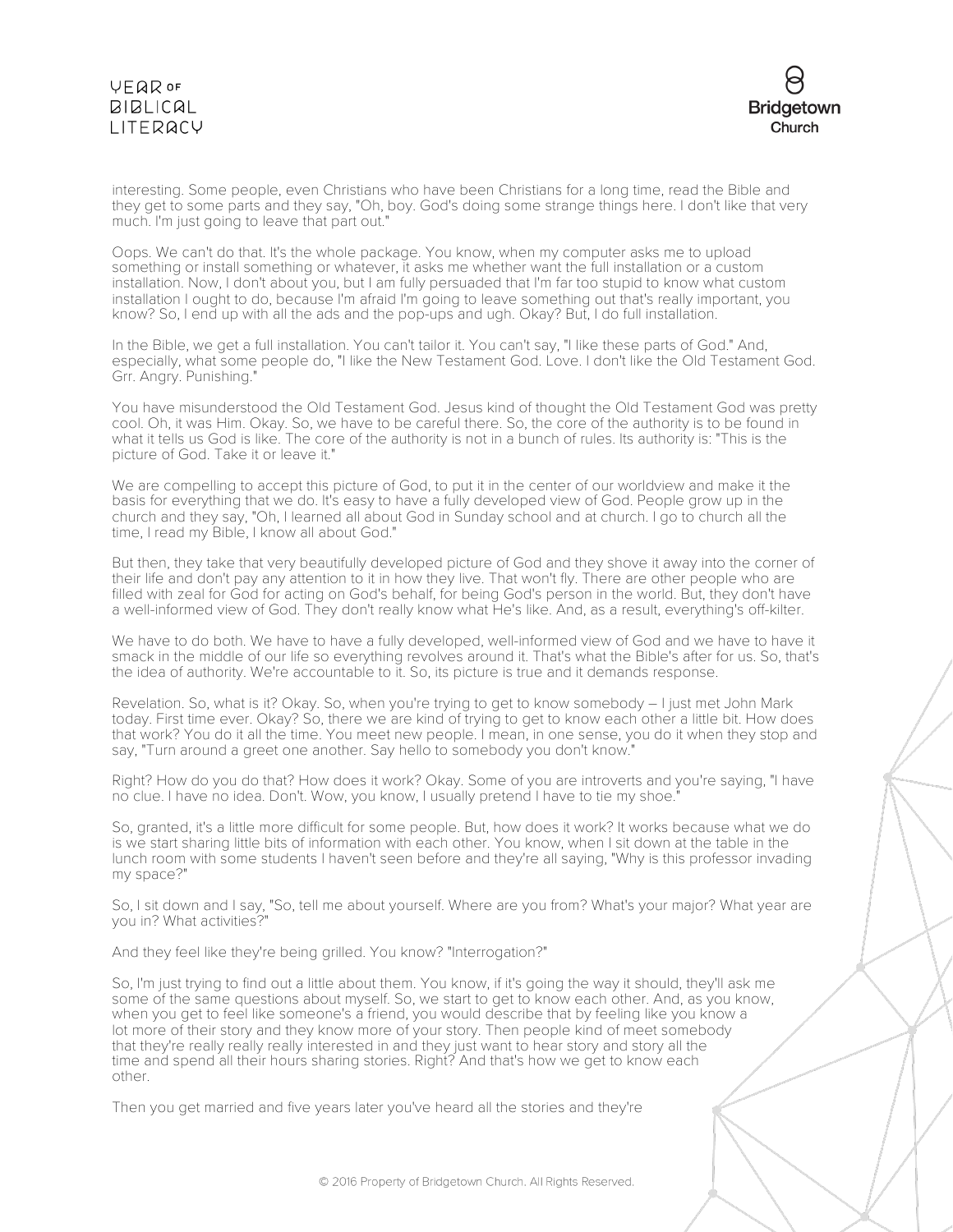interesting. Some people, even Christians who have been Christians for a long time, read the Bible and they get to some parts and they say, "Oh, boy. God's doing some strange things here. I don't like that very much. I'm just going to leave that part out."

Oops. We can't do that. It's the whole package. You know, when my computer asks me to upload something or install something or whatever, it asks me whether want the full installation or a custom installation. Now, I don't about you, but I am fully persuaded that I'm far too stupid to know what custom installation I ought to do, because I'm afraid I'm going to leave something out that's really important, you know? So, I end up with all the ads and the pop-ups and ugh. Okay? But, I do full installation.

In the Bible, we get a full installation. You can't tailor it. You can't say, "I like these parts of God." And, especially, what some people do, "I like the New Testament God. Love. I don't like the Old Testament God. Grr. Angry. Punishing."

You have misunderstood the Old Testament God. Jesus kind of thought the Old Testament God was pretty cool. Oh, it was Him. Okay. So, we have to be careful there. So, the core of the authority is to be found in what it tells us God is like. The core of the authority is not in a bunch of rules. Its authority is: "This is the picture of God. Take it or leave it."

We are compelling to accept this picture of God, to put it in the center of our worldview and make it the basis for everything that we do. It's easy to have a fully developed view of God. People grow up in the church and they say, "Oh, I learned all about God in Sunday school and at church. I go to church all the time, I read my Bible, I know all about God."

But then, they take that very beautifully developed picture of God and they shove it away into the corner of their life and don't pay any attention to it in how they live. That won't fly. There are other people who are filled with zeal for God for acting on God's behalf, for being God's person in the world. But, they don't have a well-informed view of God. They don't really know what He's like. And, as a result, everything's off-kilter.

We have to do both. We have to have a fully developed, well-informed view of God and we have to have it smack in the middle of our life so everything revolves around it. That's what the Bible's after for us. So, that's the idea of authority. We're accountable to it. So, its picture is true and it demands response.

Revelation. So, what is it? Okay. So, when you're trying to get to know somebody – I just met John Mark today. First time ever. Okay? So, there we are kind of trying to get to know each other a little bit. How does that work? You do it all the time. You meet new people. I mean, in one sense, you do it when they stop and say, "Turn around a greet one another. Say hello to somebody you don't know."

Right? How do you do that? How does it work? Okay. Some of you are introverts and you're saying, "I have no clue. I have no idea. Don't. Wow, you know, I usually pretend I have to tie my shoe."

So, granted, it's a little more difficult for some people. But, how does it work? It works because what we do is we start sharing little bits of information with each other. You know, when I sit down at the table in the lunch room with some students I haven't seen before and they're all saying, "Why is this professor invading my space?"

So, I sit down and I say, "So, tell me about yourself. Where are you from? What's your major? What year are you in? What activities?"

And they feel like they're being grilled. You know? "Interrogation?"

So, I'm just trying to find out a little about them. You know, if it's going the way it should, they'll ask me some of the same questions about myself. So, we start to get to know each other. And, as you know, when you get to feel like someone's a friend, you would describe that by feeling like you know a lot more of their story and they know more of your story. Then people kind of meet somebody that they're really really really interested in and they just want to hear story and story all the time and spend all their hours sharing stories. Right? And that's how we get to know each other.

Then you get married and five years later you've heard all the stories and they're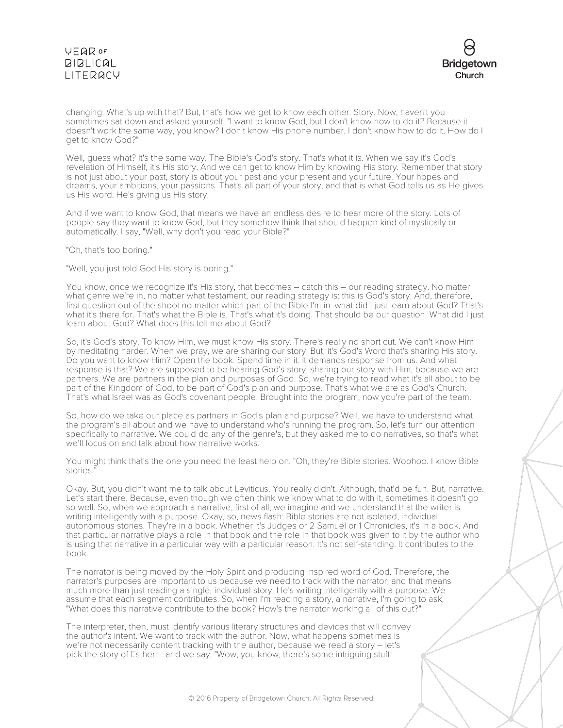changing. What's up with that? But, that's how we get to know each other. Story. Now, haven't you sometimes sat down and asked yourself, "I want to know God, but I don't know how to do it? Because it doesn't work the same way, you know? I don't know His phone number. I don't know how to do it. How do I get to know God?"

Well, guess what? It's the same way. The Bible's God's story. That's what it is. When we say it's God's revelation of Himself, it's His story. And we can get to know Him by knowing His story. Remember that story is not just about your past, story is about your past and your present and your future. Your hopes and dreams, your ambitions, your passions. That's all part of your story, and that is what God tells us as He gives us His word. He's giving us His story.

And if we want to know God, that means we have an endless desire to hear more of the story. Lots of people say they want to know God, but they somehow think that should happen kind of mystically or automatically. I say, "Well, why don't you read your Bible?"

"Oh, that's too boring."

"Well, you just told God His story is boring."

You know, once we recognize it's His story, that becomes – catch this – our reading strategy. No matter what genre we're in, no matter what testament, our reading strategy is: this is God's story. And, therefore, first question out of the shoot no matter which part of the Bible I'm in: what did I just learn about God? That's what it's there for. That's what the Bible is. That's what it's doing. That should be our question. What did I just learn about God? What does this tell me about God?

So, it's God's story. To know Him, we must know His story. There's really no short cut. We can't know Him by meditating harder. When we pray, we are sharing our story. But, it's God's Word that's sharing His story. Do you want to know Him? Open the book. Spend time in it. It demands response from us. And what response is that? We are supposed to be hearing God's story, sharing our story with Him, because we are partners. We are partners in the plan and purposes of God. So, we're trying to read what it's all about to be part of the Kingdom of God, to be part of God's plan and purpose. That's what we are as God's Church. That's what Israel was as God's covenant people. Brought into the program, now you're part of the team.

So, how do we take our place as partners in God's plan and purpose? Well, we have to understand what the program's all about and we have to understand who's running the program. So, let's turn our attention specifically to narrative. We could do any of the genre's, but they asked me to do narratives, so that's what we'll focus on and talk about how narrative works.

You might think that's the one you need the least help on. "Oh, they're Bible stories. Woohoo. I know Bible stories."

Okay. But, you didn't want me to talk about Leviticus. You really didn't. Although, that'd be fun. But, narrative. Let's start there. Because, even though we often think we know what to do with it, sometimes it doesn't go so well. So, when we approach a narrative, first of all, we imagine and we understand that the writer is writing intelligently with a purpose. Okay, so, news flash: Bible stories are not isolated, individual, autonomous stories. They're in a book. Whether it's Judges or 2 Samuel or 1 Chronicles, it's in a book. And that particular narrative plays a role in that book and the role in that book was given to it by the author who is using that narrative in a particular way with a particular reason. It's not self-standing. It contributes to the book.

The narrator is being moved by the Holy Spirit and producing inspired word of God. Therefore, the narrator's purposes are important to us because we need to track with the narrator, and that means much more than just reading a single, individual story. He's writing intelligently with a purpose. We assume that each segment contributes. So, when I'm reading a story, a narrative, I'm going to ask, "What does this narrative contribute to the book? How's the narrator working all of this out?"

The interpreter, then, must identify various literary structures and devices that will convey the author's intent. We want to track with the author. Now, what happens sometimes is we're not necessarily content tracking with the author, because we read a story – let's pick the story of Esther – and we say, "Wow, you know, there's some intriguing stuff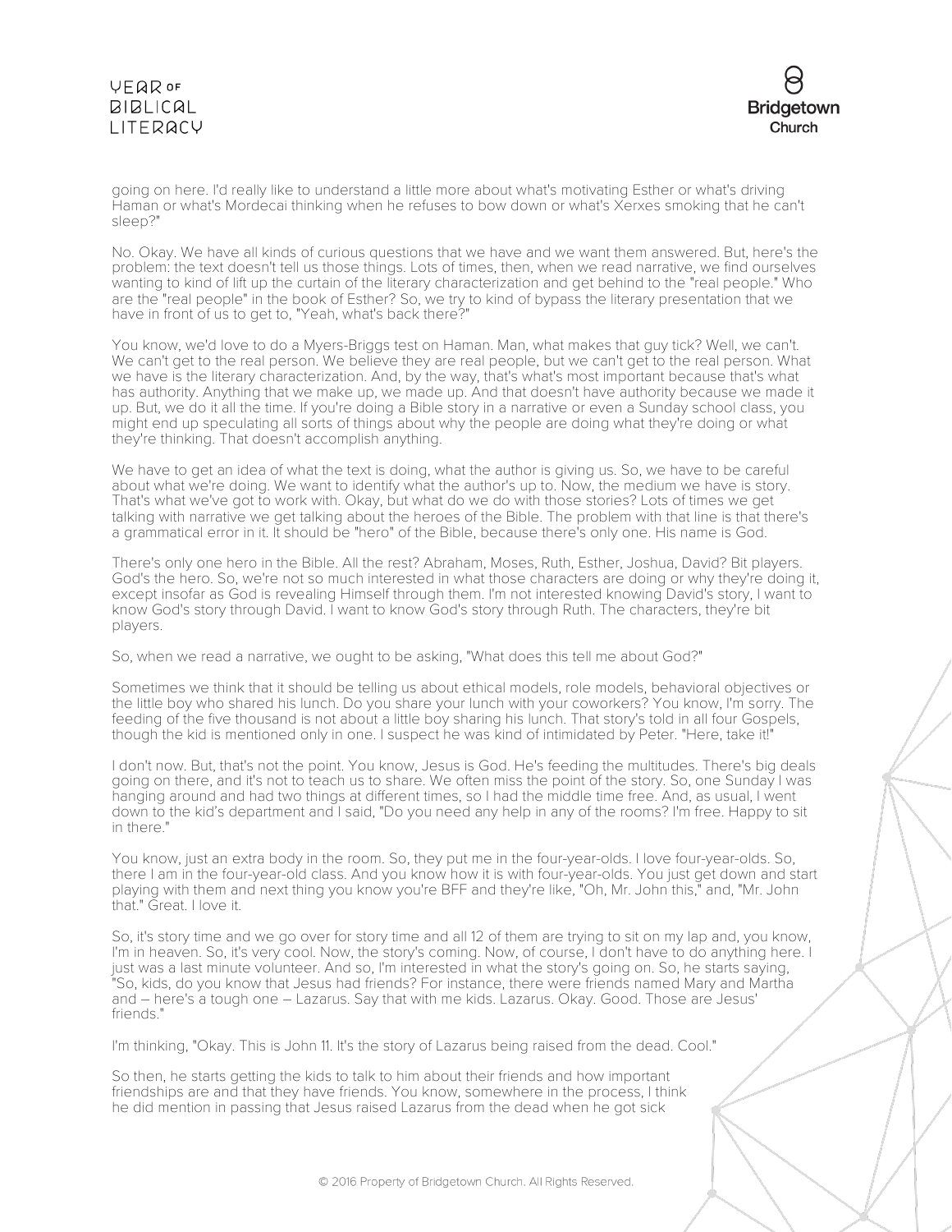going on here. I'd really like to understand a little more about what's motivating Esther or what's driving Haman or what's Mordecai thinking when he refuses to bow down or what's Xerxes smoking that he can't sleep?"

No. Okay. We have all kinds of curious questions that we have and we want them answered. But, here's the problem: the text doesn't tell us those things. Lots of times, then, when we read narrative, we find ourselves wanting to kind of lift up the curtain of the literary characterization and get behind to the "real people." Who are the "real people" in the book of Esther? So, we try to kind of bypass the literary presentation that we have in front of us to get to, "Yeah, what's back there?"

You know, we'd love to do a Myers-Briggs test on Haman. Man, what makes that guy tick? Well, we can't. We can't get to the real person. We believe they are real people, but we can't get to the real person. What we have is the literary characterization. And, by the way, that's what's most important because that's what has authority. Anything that we make up, we made up. And that doesn't have authority because we made it up. But, we do it all the time. If you're doing a Bible story in a narrative or even a Sunday school class, you might end up speculating all sorts of things about why the people are doing what they're doing or what they're thinking. That doesn't accomplish anything.

We have to get an idea of what the text is doing, what the author is giving us. So, we have to be careful about what we're doing. We want to identify what the author's up to. Now, the medium we have is story. That's what we've got to work with. Okay, but what do we do with those stories? Lots of times we get talking with narrative we get talking about the heroes of the Bible. The problem with that line is that there's a grammatical error in it. It should be "hero" of the Bible, because there's only one. His name is God.

There's only one hero in the Bible. All the rest? Abraham, Moses, Ruth, Esther, Joshua, David? Bit players. God's the hero. So, we're not so much interested in what those characters are doing or why they're doing it, except insofar as God is revealing Himself through them. I'm not interested knowing David's story, I want to know God's story through David. I want to know God's story through Ruth. The characters, they're bit players.

So, when we read a narrative, we ought to be asking, "What does this tell me about God?"

Sometimes we think that it should be telling us about ethical models, role models, behavioral objectives or the little boy who shared his lunch. Do you share your lunch with your coworkers? You know, I'm sorry. The feeding of the five thousand is not about a little boy sharing his lunch. That story's told in all four Gospels, though the kid is mentioned only in one. I suspect he was kind of intimidated by Peter. "Here, take it!"

I don't now. But, that's not the point. You know, Jesus is God. He's feeding the multitudes. There's big deals going on there, and it's not to teach us to share. We often miss the point of the story. So, one Sunday I was hanging around and had two things at different times, so I had the middle time free. And, as usual, I went down to the kid's department and I said, "Do you need any help in any of the rooms? I'm free. Happy to sit in there."

You know, just an extra body in the room. So, they put me in the four-year-olds. I love four-year-olds. So, there I am in the four-year-old class. And you know how it is with four-year-olds. You just get down and start playing with them and next thing you know you're BFF and they're like, "Oh, Mr. John this," and, "Mr. John that." Great. I love it.

So, it's story time and we go over for story time and all 12 of them are trying to sit on my lap and, you know, I'm in heaven. So, it's very cool. Now, the story's coming. Now, of course, I don't have to do anything here. I just was a last minute volunteer. And so, I'm interested in what the story's going on. So, he starts saying, "So, kids, do you know that Jesus had friends? For instance, there were friends named Mary and Martha and – here's a tough one – Lazarus. Say that with me kids. Lazarus. Okay. Good. Those are Jesus' friends."

I'm thinking, "Okay. This is John 11. It's the story of Lazarus being raised from the dead. Cool."

So then, he starts getting the kids to talk to him about their friends and how important friendships are and that they have friends. You know, somewhere in the process, I think he did mention in passing that Jesus raised Lazarus from the dead when he got sick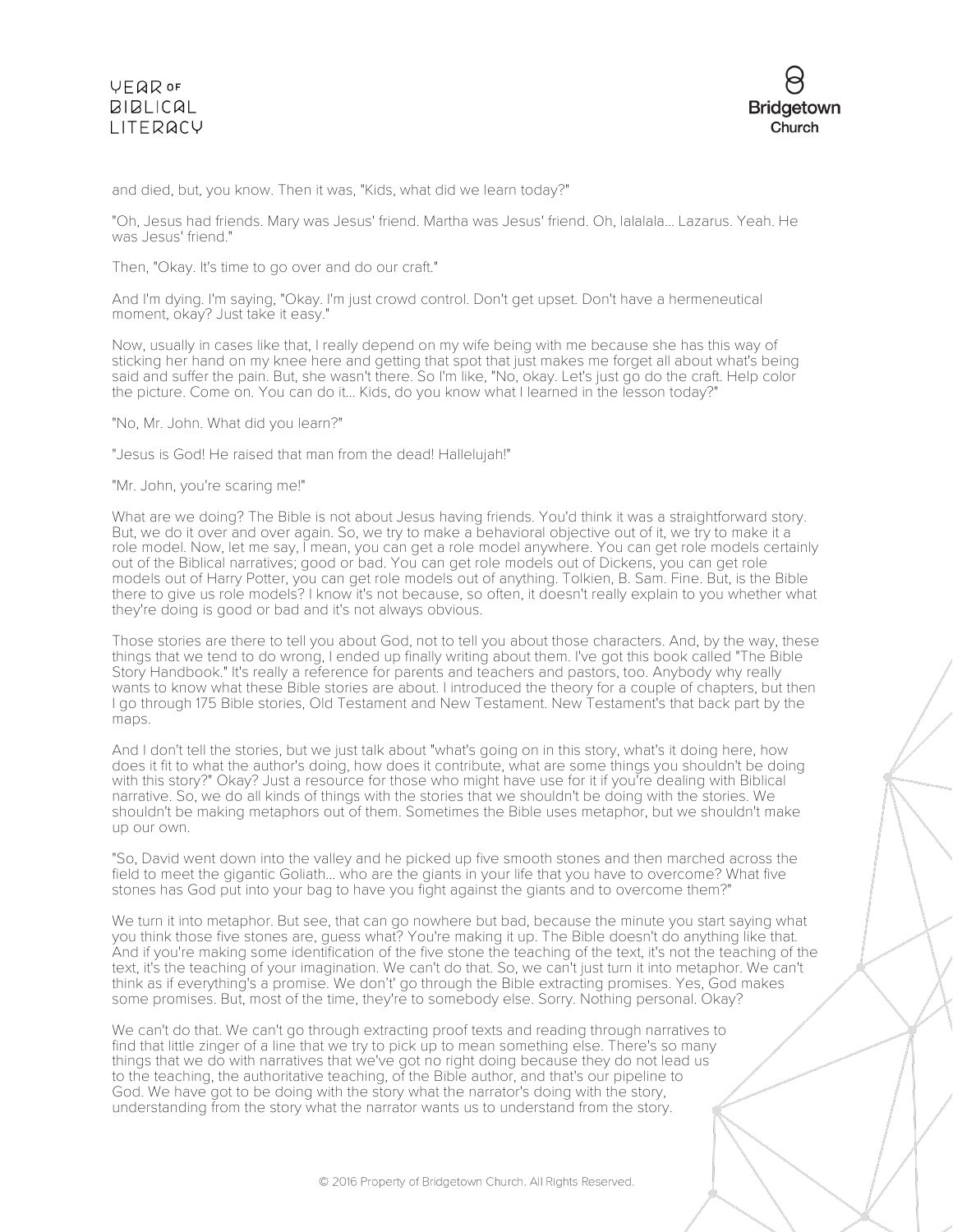and died, but, you know. Then it was, "Kids, what did we learn today?"

"Oh, Jesus had friends. Mary was Jesus' friend. Martha was Jesus' friend. Oh, lalalala... Lazarus. Yeah. He was Jesus' friend."

Then, "Okay. It's time to go over and do our craft."

And I'm dying. I'm saying, "Okay. I'm just crowd control. Don't get upset. Don't have a hermeneutical moment, okay? Just take it easy."

Now, usually in cases like that, I really depend on my wife being with me because she has this way of sticking her hand on my knee here and getting that spot that just makes me forget all about what's being said and suffer the pain. But, she wasn't there. So I'm like, "No, okay. Let's just go do the craft. Help color the picture. Come on. You can do it... Kids, do you know what I learned in the lesson today?"

"No, Mr. John. What did you learn?"

"Jesus is God! He raised that man from the dead! Hallelujah!"

"Mr. John, you're scaring me!"

What are we doing? The Bible is not about Jesus having friends. You'd think it was a straightforward story. But, we do it over and over again. So, we try to make a behavioral objective out of it, we try to make it a role model. Now, let me say, I mean, you can get a role model anywhere. You can get role models certainly out of the Biblical narratives; good or bad. You can get role models out of Dickens, you can get role models out of Harry Potter, you can get role models out of anything. Tolkien, B. Sam. Fine. But, is the Bible there to give us role models? I know it's not because, so often, it doesn't really explain to you whether what they're doing is good or bad and it's not always obvious.

Those stories are there to tell you about God, not to tell you about those characters. And, by the way, these things that we tend to do wrong, I ended up finally writing about them. I've got this book called "The Bible Story Handbook." It's really a reference for parents and teachers and pastors, too. Anybody why really wants to know what these Bible stories are about. I introduced the theory for a couple of chapters, but then I go through 175 Bible stories, Old Testament and New Testament. New Testament's that back part by the maps.

And I don't tell the stories, but we just talk about "what's going on in this story, what's it doing here, how does it fit to what the author's doing, how does it contribute, what are some things you shouldn't be doing with this story?" Okay? Just a resource for those who might have use for it if you're dealing with Biblical narrative. So, we do all kinds of things with the stories that we shouldn't be doing with the stories. We shouldn't be making metaphors out of them. Sometimes the Bible uses metaphor, but we shouldn't make up our own.

"So, David went down into the valley and he picked up five smooth stones and then marched across the field to meet the gigantic Goliath... who are the giants in your life that you have to overcome? What five stones has God put into your bag to have you fight against the giants and to overcome them?"

We turn it into metaphor. But see, that can go nowhere but bad, because the minute you start saying what you think those five stones are, guess what? You're making it up. The Bible doesn't do anything like that. And if you're making some identification of the five stone the teaching of the text, it's not the teaching of the text, it's the teaching of your imagination. We can't do that. So, we can't just turn it into metaphor. We can't think as if everything's a promise. We don't' go through the Bible extracting promises. Yes, God makes some promises. But, most of the time, they're to somebody else. Sorry. Nothing personal. Okay?

We can't do that. We can't go through extracting proof texts and reading through narratives to find that little zinger of a line that we try to pick up to mean something else. There's so many things that we do with narratives that we've got no right doing because they do not lead us to the teaching, the authoritative teaching, of the Bible author, and that's our pipeline to God. We have got to be doing with the story what the narrator's doing with the story, understanding from the story what the narrator wants us to understand from the story.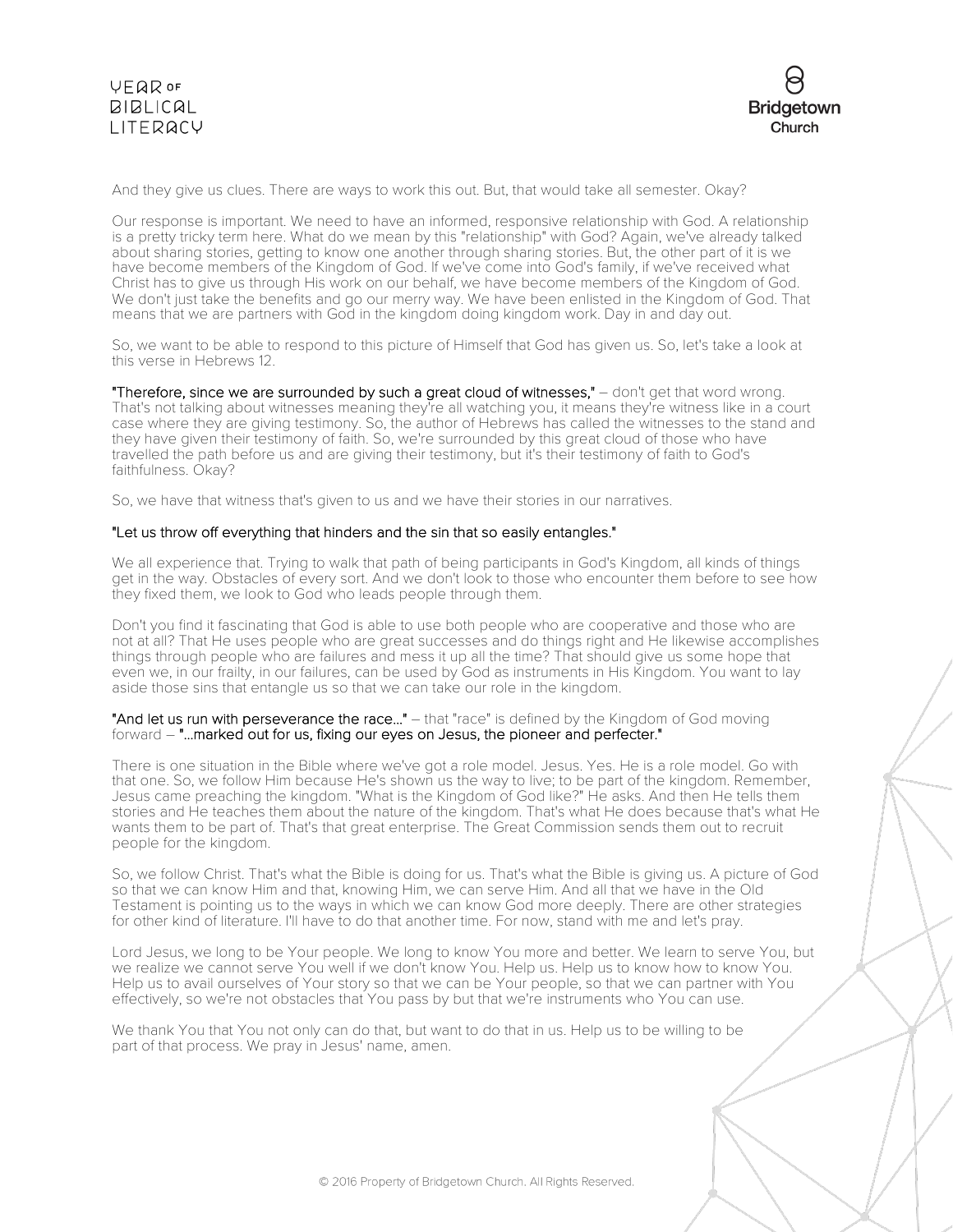And they give us clues. There are ways to work this out. But, that would take all semester. Okay?

Our response is important. We need to have an informed, responsive relationship with God. A relationship is a pretty tricky term here. What do we mean by this "relationship" with God? Again, we've already talked about sharing stories, getting to know one another through sharing stories. But, the other part of it is we have become members of the Kingdom of God. If we've come into God's family, if we've received what Christ has to give us through His work on our behalf, we have become members of the Kingdom of God. We don't just take the benefits and go our merry way. We have been enlisted in the Kingdom of God. That means that we are partners with God in the kingdom doing kingdom work. Day in and day out.

So, we want to be able to respond to this picture of Himself that God has given us. So, let's take a look at this verse in Hebrews 12.

**"Therefore, since we are surrounded by such a great cloud of witnesses,"** – don't get that word wrong. That's not talking about witnesses meaning they're all watching you, it means they're witness like in a court case where they are giving testimony. So, the author of Hebrews has called the witnesses to the stand and they have given their testimony of faith. So, we're surrounded by this great cloud of those who have travelled the path before us and are giving their testimony, but it's their testimony of faith to God's faithfulness. Okay?

So, we have that witness that's given to us and we have their stories in our narratives.

**"Let us throw off everything that hinders and the sin that so easily entangles."**

We all experience that. Trying to walk that path of being participants in God's Kingdom, all kinds of things get in the way. Obstacles of every sort. And we don't look to those who encounter them before to see how they fixed them, we look to God who leads people through them.

Don't you find it fascinating that God is able to use both people who are cooperative and those who are not at all? That He uses people who are great successes and do things right and He likewise accomplishes things through people who are failures and mess it up all the time? That should give us some hope that even we, in our frailty, in our failures, can be used by God as instruments in His Kingdom. You want to lay aside those sins that entangle us so that we can take our role in the kingdom.

**"And let us run with perseverance the race..."** – that "race" is defined by the Kingdom of God moving forward – **"...marked out for us, fixing our eyes on Jesus, the pioneer and perfecter."**

There is one situation in the Bible where we've got a role model. Jesus. Yes. He is a role model. Go with that one. So, we follow Him because He's shown us the way to live; to be part of the kingdom. Remember, Jesus came preaching the kingdom. "What is the Kingdom of God like?" He asks. And then He tells them stories and He teaches them about the nature of the kingdom. That's what He does because that's what He wants them to be part of. That's that great enterprise. The Great Commission sends them out to recruit people for the kingdom.

So, we follow Christ. That's what the Bible is doing for us. That's what the Bible is giving us. A picture of God so that we can know Him and that, knowing Him, we can serve Him. And all that we have in the Old Testament is pointing us to the ways in which we can know God more deeply. There are other strategies for other kind of literature. I'll have to do that another time. For now, stand with me and let's pray.

Lord Jesus, we long to be Your people. We long to know You more and better. We learn to serve You, but we realize we cannot serve You well if we don't know You. Help us. Help us to know how to know You. Help us to avail ourselves of Your story so that we can be Your people, so that we can partner with You effectively, so we're not obstacles that You pass by but that we're instruments who You can use.

We thank You that You not only can do that, but want to do that in us. Help us to be willing to be part of that process. We pray in Jesus' name, amen.